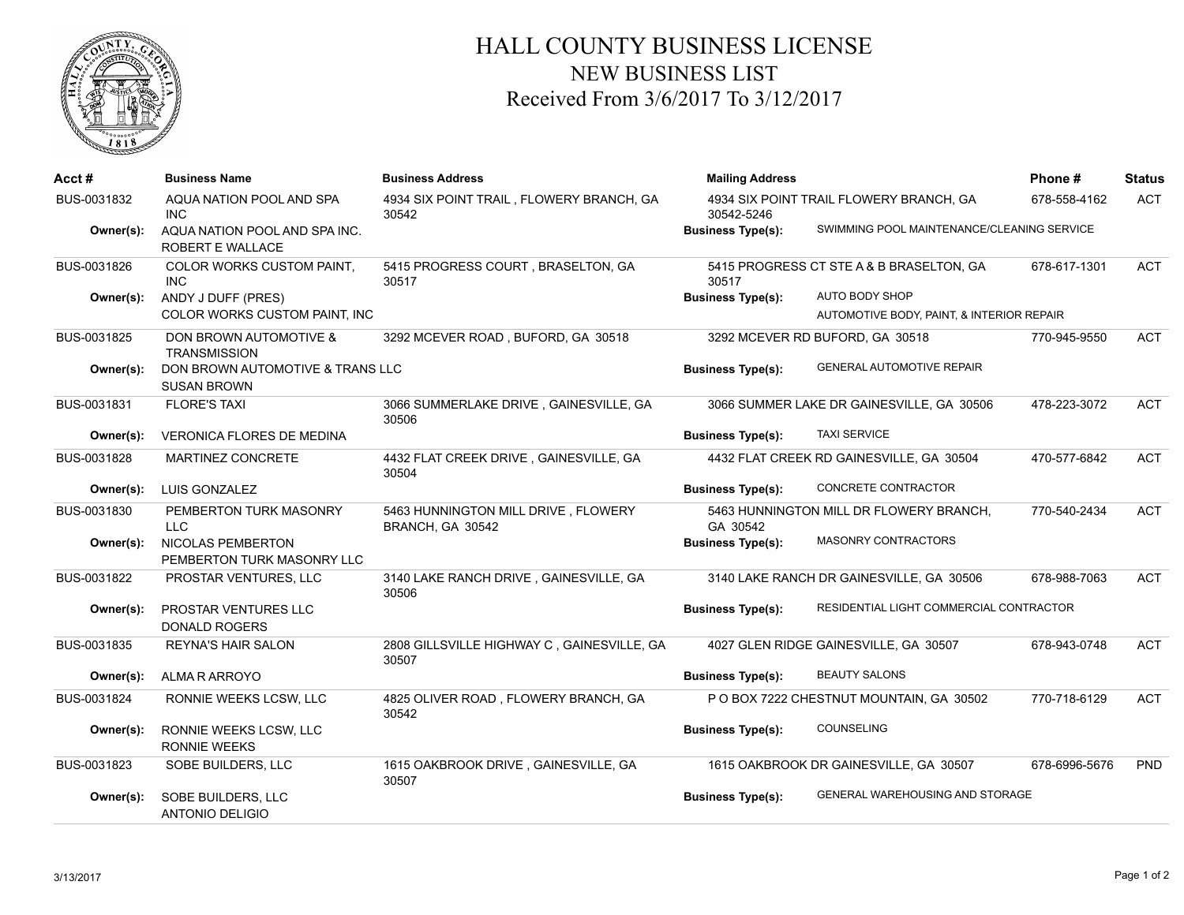# HALL COUNTY BUSINESS LICENSE

## NEW BUSINESS LIST

### Received From 3/6/2017 To 3/12/2017

| Acct # | Business Name | Business Address | Mailing Address | Phone # | Status |
|---|---|---|---|---|---|
| BUS-0031832 | AQUA NATION POOL AND SPA INC | 4934 SIX POINT TRAIL , FLOWERY BRANCH, GA 30542 | 4934 SIX POINT TRAIL FLOWERY BRANCH, GA 30542-5246 | 678-558-4162 | ACT |
| **Owner(s):** | AQUA NATION POOL AND SPA INC.<br>ROBERT E WALLACE | | **Business Type(s):** SWIMMING POOL MAINTENANCE/CLEANING SERVICE | | |
| BUS-0031826 | COLOR WORKS CUSTOM PAINT, INC | 5415 PROGRESS COURT , BRASELTON, GA 30517 | 5415 PROGRESS CT STE A & B BRASELTON, GA 30517 | 678-617-1301 | ACT |
| **Owner(s):** | ANDY J DUFF (PRES)<br>COLOR WORKS CUSTOM PAINT, INC | | **Business Type(s):** AUTO BODY SHOP<br>AUTOMOTIVE BODY, PAINT, & INTERIOR REPAIR | | |
| BUS-0031825 | DON BROWN AUTOMOTIVE & TRANSMISSION | 3292 MCEVER ROAD , BUFORD, GA 30518 | 3292 MCEVER RD BUFORD, GA 30518 | 770-945-9550 | ACT |
| **Owner(s):** | DON BROWN AUTOMOTIVE & TRANS LLC<br>SUSAN BROWN | | **Business Type(s):** GENERAL AUTOMOTIVE REPAIR | | |
| BUS-0031831 | FLORE'S TAXI | 3066 SUMMERLAKE DRIVE , GAINESVILLE, GA 30506 | 3066 SUMMER LAKE DR GAINESVILLE, GA 30506 | 478-223-3072 | ACT |
| **Owner(s):** | VERONICA FLORES DE MEDINA | | **Business Type(s):** TAXI SERVICE | | |
| BUS-0031828 | MARTINEZ CONCRETE | 4432 FLAT CREEK DRIVE , GAINESVILLE, GA 30504 | 4432 FLAT CREEK RD GAINESVILLE, GA 30504 | 470-577-6842 | ACT |
| **Owner(s):** | LUIS GONZALEZ | | **Business Type(s):** CONCRETE CONTRACTOR | | |
| BUS-0031830 | PEMBERTON TURK MASONRY LLC | 5463 HUNNINGTON MILL DRIVE , FLOWERY BRANCH, GA 30542 | 5463 HUNNINGTON MILL DR FLOWERY BRANCH, GA 30542 | 770-540-2434 | ACT |
| **Owner(s):** | NICOLAS PEMBERTON<br>PEMBERTON TURK MASONRY LLC | | **Business Type(s):** MASONRY CONTRACTORS | | |
| BUS-0031822 | PROSTAR VENTURES, LLC | 3140 LAKE RANCH DRIVE , GAINESVILLE, GA 30506 | 3140 LAKE RANCH DR GAINESVILLE, GA 30506 | 678-988-7063 | ACT |
| **Owner(s):** | PROSTAR VENTURES LLC<br>DONALD ROGERS | | **Business Type(s):** RESIDENTIAL LIGHT COMMERCIAL CONTRACTOR | | |
| BUS-0031835 | REYNA'S HAIR SALON | 2808 GILLSVILLE HIGHWAY C , GAINESVILLE, GA 30507 | 4027 GLEN RIDGE GAINESVILLE, GA 30507 | 678-943-0748 | ACT |
| **Owner(s):** | ALMA R ARROYO | | **Business Type(s):** BEAUTY SALONS | | |
| BUS-0031824 | RONNIE WEEKS LCSW, LLC | 4825 OLIVER ROAD , FLOWERY BRANCH, GA 30542 | P O BOX 7222 CHESTNUT MOUNTAIN, GA 30502 | 770-718-6129 | ACT |
| **Owner(s):** | RONNIE WEEKS LCSW, LLC<br>RONNIE WEEKS | | **Business Type(s):** COUNSELING | | |
| BUS-0031823 | SOBE BUILDERS, LLC | 1615 OAKBROOK DRIVE , GAINESVILLE, GA 30507 | 1615 OAKBROOK DR GAINESVILLE, GA 30507 | 678-6996-5676 | PND |
| **Owner(s):** | SOBE BUILDERS, LLC<br>ANTONIO DELIGIO | | **Business Type(s):** GENERAL WAREHOUSING AND STORAGE | | |

3/13/2017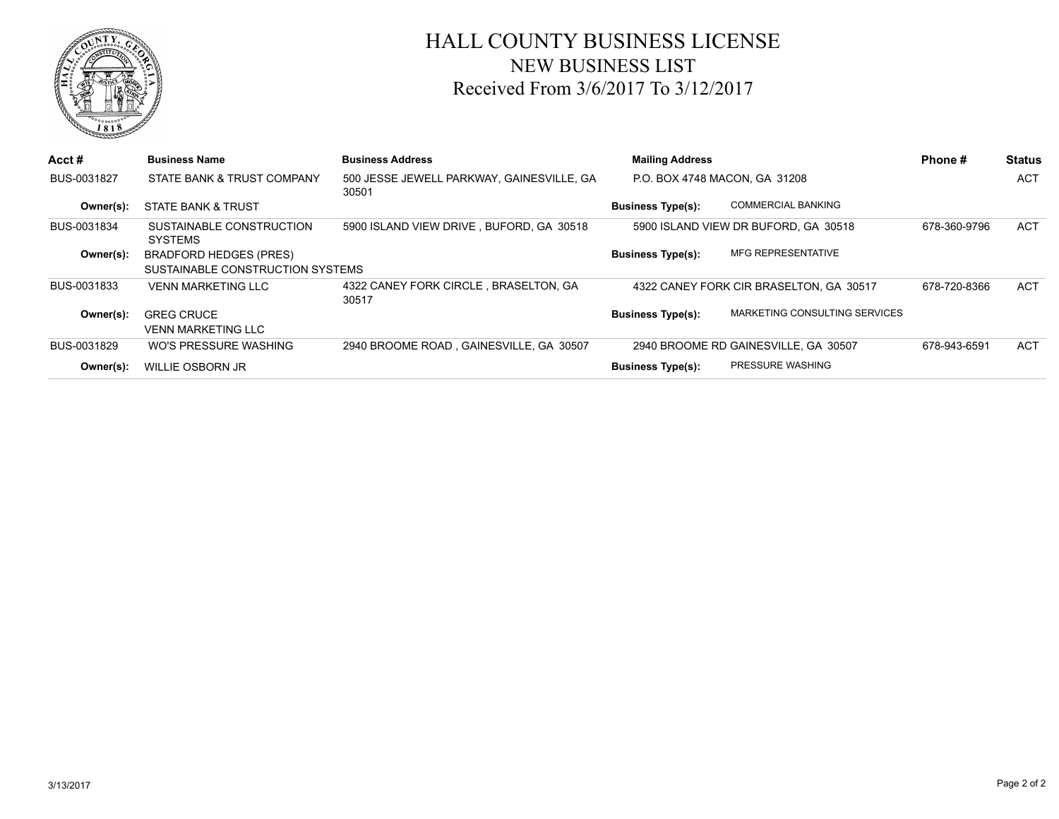# HALL COUNTY BUSINESS LICENSE
## NEW BUSINESS LIST
## Received From 3/6/2017 To 3/12/2017

| Acct # | Business Name | Business Address | Mailing Address | | Phone # | Status |
|---|---|---|---|---|---|---|
| BUS-0031827 | STATE BANK & TRUST COMPANY | 500 JESSE JEWELL PARKWAY, GAINESVILLE, GA 30501 | P.O. BOX 4748 MACON, GA 31208 | | | ACT |
| **Owner(s):** | STATE BANK & TRUST | | **Business Type(s):** | COMMERCIAL BANKING | | |
| BUS-0031834 | SUSTAINABLE CONSTRUCTION SYSTEMS | 5900 ISLAND VIEW DRIVE , BUFORD, GA 30518 | 5900 ISLAND VIEW DR BUFORD, GA 30518 | | 678-360-9796 | ACT |
| **Owner(s):** | BRADFORD HEDGES (PRES) SUSTAINABLE CONSTRUCTION SYSTEMS | | **Business Type(s):** | MFG REPRESENTATIVE | | |
| BUS-0031833 | VENN MARKETING LLC | 4322 CANEY FORK CIRCLE , BRASELTON, GA 30517 | 4322 CANEY FORK CIR BRASELTON, GA 30517 | | 678-720-8366 | ACT |
| **Owner(s):** | GREG CRUCE VENN MARKETING LLC | | **Business Type(s):** | MARKETING CONSULTING SERVICES | | |
| BUS-0031829 | WO'S PRESSURE WASHING | 2940 BROOME ROAD , GAINESVILLE, GA 30507 | 2940 BROOME RD GAINESVILLE, GA 30507 | | 678-943-6591 | ACT |
| **Owner(s):** | WILLIE OSBORN JR | | **Business Type(s):** | PRESSURE WASHING | | |

3/13/2017